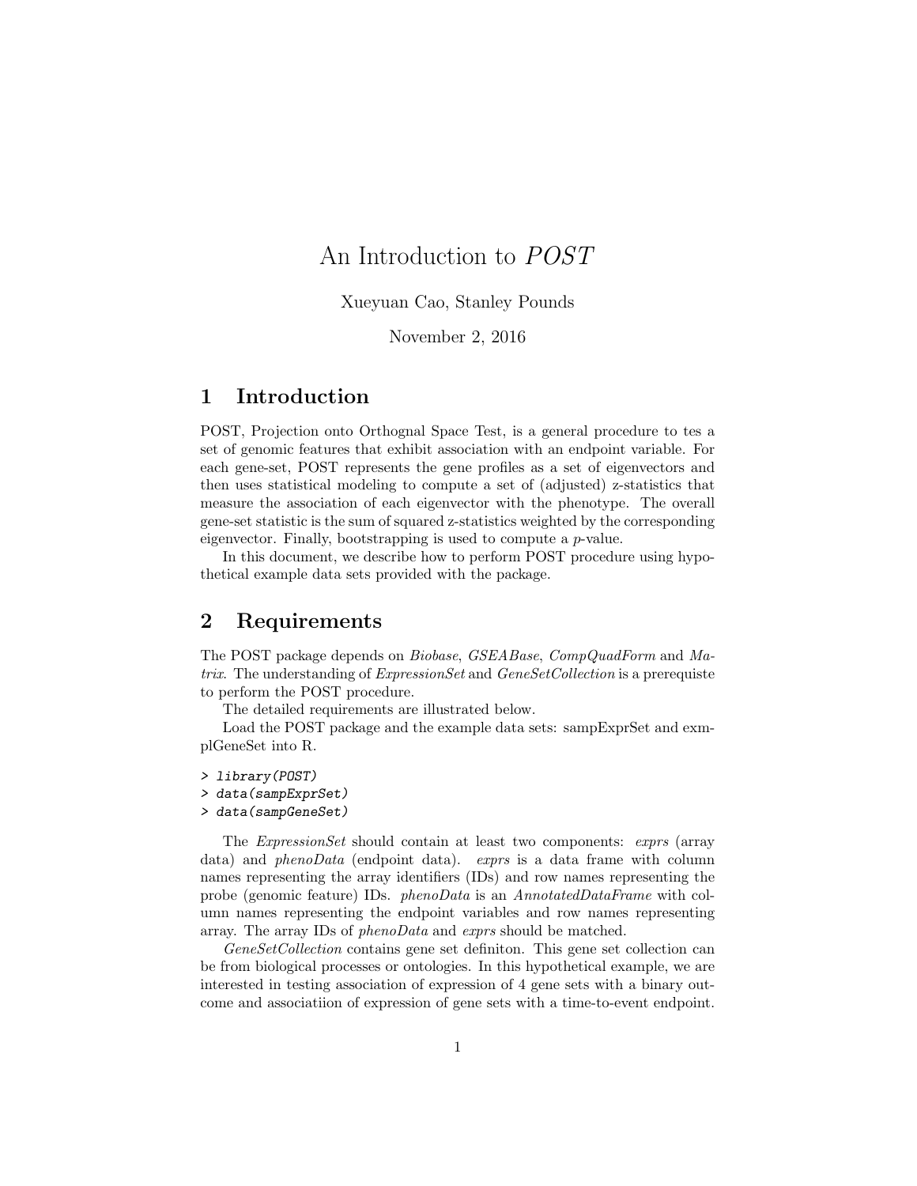# An Introduction to *POST*

Xueyuan Cao, Stanley Pounds

November 2, 2016

## 1 Introduction

POST, Projection onto Orthognal Space Test, is a general procedure to tes a set of genomic features that exhibit association with an endpoint variable. For each gene-set, POST represents the gene profiles as a set of eigenvectors and then uses statistical modeling to compute a set of (adjusted) z-statistics that measure the association of each eigenvector with the phenotype. The overall gene-set statistic is the sum of squared z-statistics weighted by the corresponding eigenvector. Finally, bootstrapping is used to compute a $p$-value.

In this document, we describe how to perform POST procedure using hypothetical example data sets provided with the package.

## 2 Requirements

The POST package depends on *Biobase*, *GSEABase*, *CompQuadForm* and *Matrix*. The understanding of *ExpressionSet* and *GeneSetCollection* is a prerequiste to perform the POST procedure.

The detailed requirements are illustrated below.

Load the POST package and the example data sets: sampExprSet and exmplGeneSet into R.

```
> library(POST)
> data(sampExprSet)
> data(sampGeneSet)
```

The *ExpressionSet* should contain at least two components: *exprs* (array data) and *phenoData* (endpoint data). *exprs* is a data frame with column names representing the array identifiers (IDs) and row names representing the probe (genomic feature) IDs. *phenoData* is an *AnnotatedDataFrame* with column names representing the endpoint variables and row names representing array. The array IDs of *phenoData* and *exprs* should be matched.

*GeneSetCollection* contains gene set definiton. This gene set collection can be from biological processes or ontologies. In this hypothetical example, we are interested in testing association of expression of 4 gene sets with a binary outcome and associatiion of expression of gene sets with a time-to-event endpoint.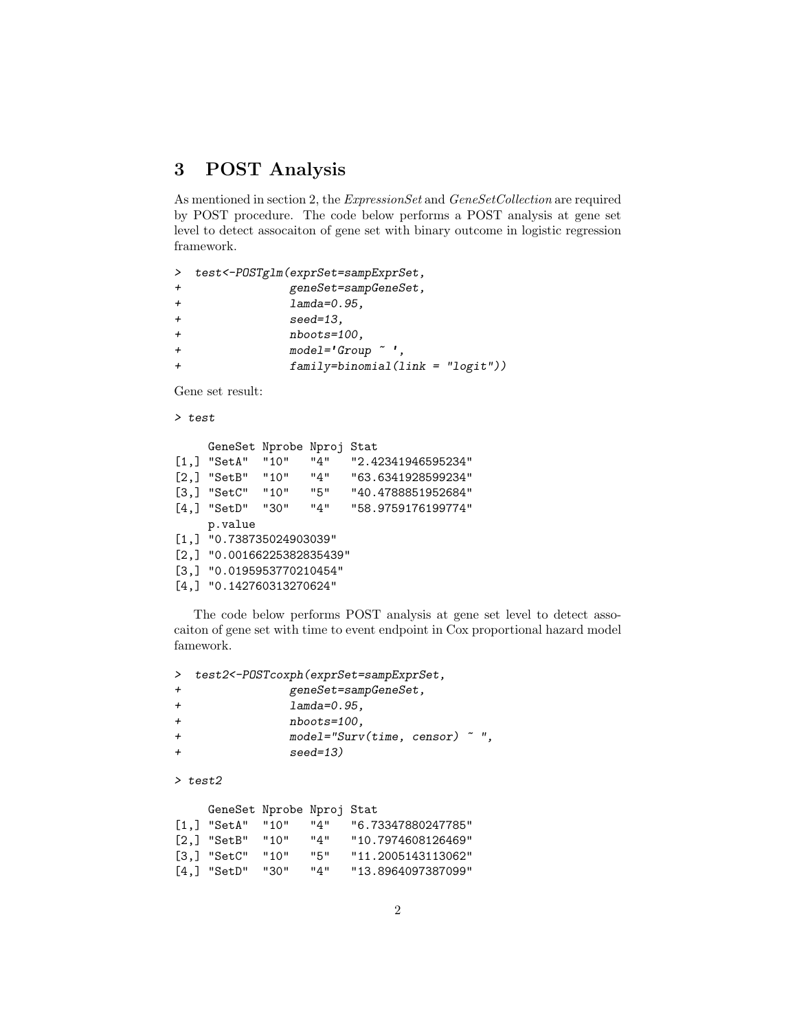## 3 POST Analysis

As mentioned in section 2, the *ExpressionSet* and *GeneSetCollection* are required by POST procedure. The code below performs a POST analysis at gene set level to detect assocaiton of gene set with binary outcome in logistic regression framework.

```
>  test<-POSTglm(exprSet=sampExprSet,
+               geneSet=sampGeneSet,
+               lamda=0.95,
+               seed=13,
+               nboots=100,
+               model='Group ~ ',
+               family=binomial(link = "logit"))
```

Gene set result:

```
> test

     GeneSet Nprobe Nproj Stat
[1,] "SetA"  "10"   "4"   "2.42341946595234"
[2,] "SetB"  "10"   "4"   "63.6341928599234"
[3,] "SetC"  "10"   "5"   "40.4788851952684"
[4,] "SetD"  "30"   "4"   "58.9759176199774"
     p.value
[1,] "0.738735024903039"
[2,] "0.00166225382835439"
[3,] "0.0195953770210454"
[4,] "0.142760313270624"
```

The code below performs POST analysis at gene set level to detect assocaiton of gene set with time to event endpoint in Cox proportional hazard model famework.

```
>  test2<-POSTcoxph(exprSet=sampExprSet,
+               geneSet=sampGeneSet,
+               lamda=0.95,
+               nboots=100,
+               model="Surv(time, censor) ~ ",
+               seed=13)
```

```
> test2

     GeneSet Nprobe Nproj Stat
[1,] "SetA"  "10"   "4"   "6.73347880247785"
[2,] "SetB"  "10"   "4"   "10.7974608126469"
[3,] "SetC"  "10"   "5"   "11.2005143113062"
[4,] "SetD"  "30"   "4"   "13.8964097387099"
```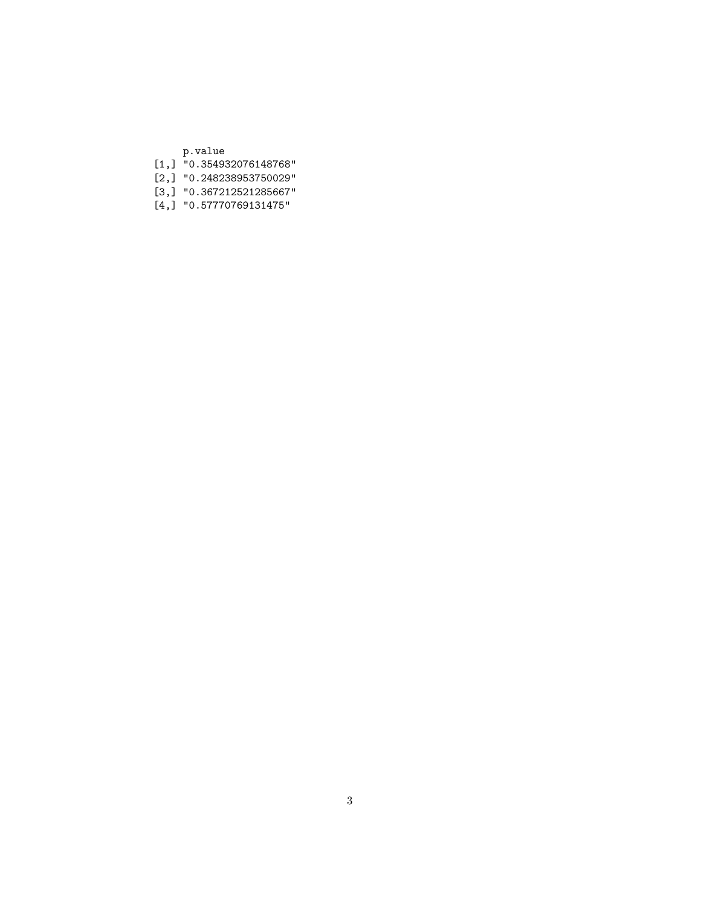```
     p.value
[1,] "0.354932076148768"
[2,] "0.248238953750029"
[3,] "0.367212521285667"
[4,] "0.57770769131475"
```